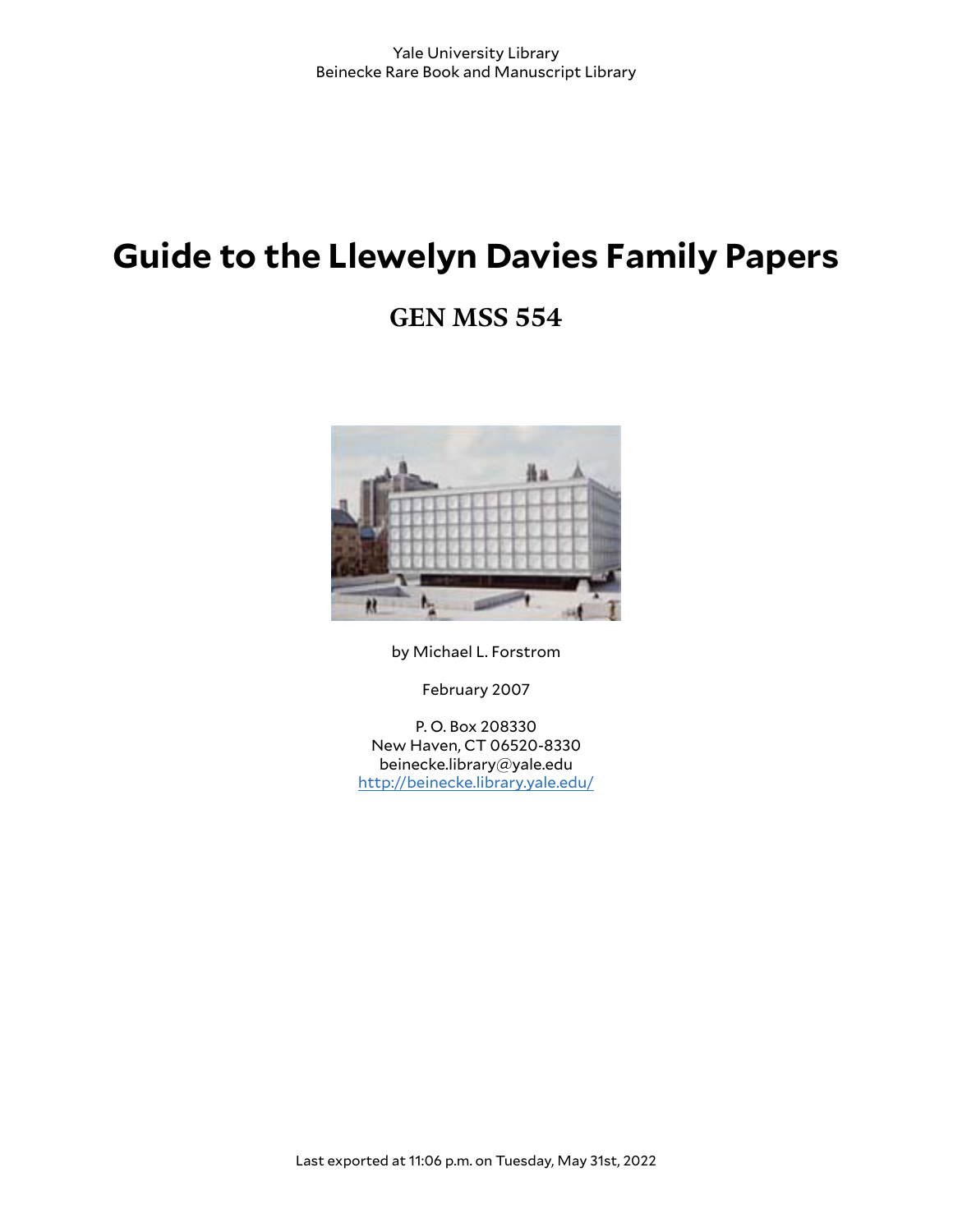Yale University Library
Beinecke Rare Book and Manuscript Library

# Guide to the Llewelyn Davies Family Papers

## GEN MSS 554

by Michael L. Forstrom

February 2007

P. O. Box 208330
New Haven, CT 06520-8330
beinecke.library@yale.edu
http://beinecke.library.yale.edu/

Last exported at 11:06 p.m. on Tuesday, May 31st, 2022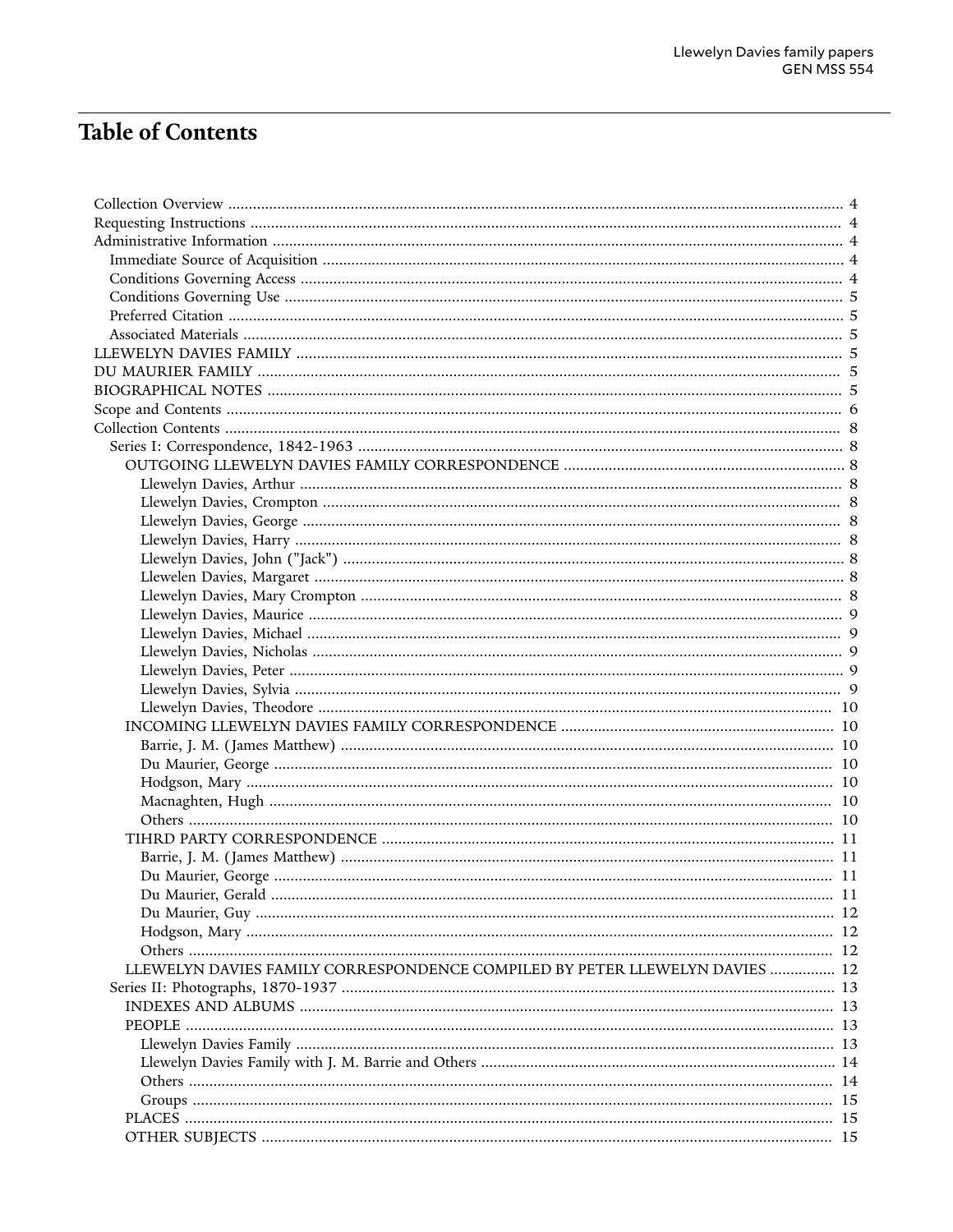# Table of Contents

- Collection Overview ........ 4
- Requesting Instructions ........ 4
- Administrative Information ........ 4
  - Immediate Source of Acquisition ........ 4
  - Conditions Governing Access ........ 4
  - Conditions Governing Use ........ 5
  - Preferred Citation ........ 5
  - Associated Materials ........ 5
- LLEWELYN DAVIES FAMILY ........ 5
- DU MAURIER FAMILY ........ 5
- BIOGRAPHICAL NOTES ........ 5
- Scope and Contents ........ 6
- Collection Contents ........ 8
  - Series I: Correspondence, 1842-1963 ........ 8
    - OUTGOING LLEWELYN DAVIES FAMILY CORRESPONDENCE ........ 8
      - Llewelyn Davies, Arthur ........ 8
      - Llewelyn Davies, Crompton ........ 8
      - Llewelyn Davies, George ........ 8
      - Llewelyn Davies, Harry ........ 8
      - Llewelyn Davies, John ("Jack") ........ 8
      - Llewelen Davies, Margaret ........ 8
      - Llewelyn Davies, Mary Crompton ........ 8
      - Llewelyn Davies, Maurice ........ 9
      - Llewelyn Davies, Michael ........ 9
      - Llewelyn Davies, Nicholas ........ 9
      - Llewelyn Davies, Peter ........ 9
      - Llewelyn Davies, Sylvia ........ 9
      - Llewelyn Davies, Theodore ........ 10
    - INCOMING LLEWELYN DAVIES FAMILY CORRESPONDENCE ........ 10
      - Barrie, J. M. (James Matthew) ........ 10
      - Du Maurier, George ........ 10
      - Hodgson, Mary ........ 10
      - Macnaghten, Hugh ........ 10
      - Others ........ 10
    - TIHRD PARTY CORRESPONDENCE ........ 11
      - Barrie, J. M. (James Matthew) ........ 11
      - Du Maurier, George ........ 11
      - Du Maurier, Gerald ........ 11
      - Du Maurier, Guy ........ 12
      - Hodgson, Mary ........ 12
      - Others ........ 12
    - LLEWELYN DAVIES FAMILY CORRESPONDENCE COMPILED BY PETER LLEWELYN DAVIES ........ 12
  - Series II: Photographs, 1870-1937 ........ 13
    - INDEXES AND ALBUMS ........ 13
    - PEOPLE ........ 13
      - Llewelyn Davies Family ........ 13
      - Llewelyn Davies Family with J. M. Barrie and Others ........ 14
      - Others ........ 14
      - Groups ........ 15
    - PLACES ........ 15
    - OTHER SUBJECTS ........ 15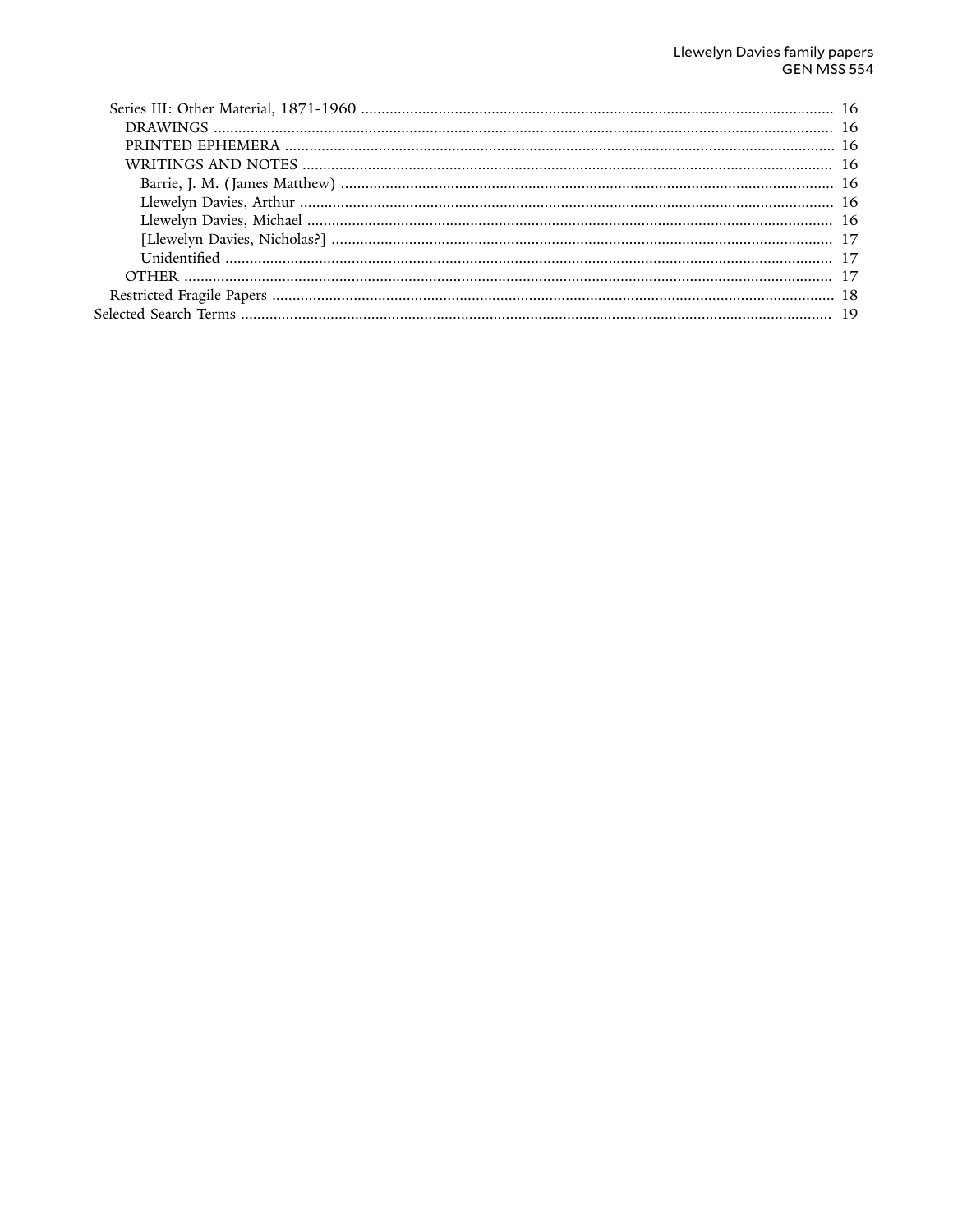- Series III: Other Material, 1871-1960 .................... 16
  - DRAWINGS .................... 16
  - PRINTED EPHEMERA .................... 16
  - WRITINGS AND NOTES .................... 16
    - Barrie, J. M. (James Matthew) .................... 16
    - Llewelyn Davies, Arthur .................... 16
    - Llewelyn Davies, Michael .................... 16
    - [Llewelyn Davies, Nicholas?] .................... 17
    - Unidentified .................... 17
  - OTHER .................... 17
- Restricted Fragile Papers .................... 18

Selected Search Terms .................... 19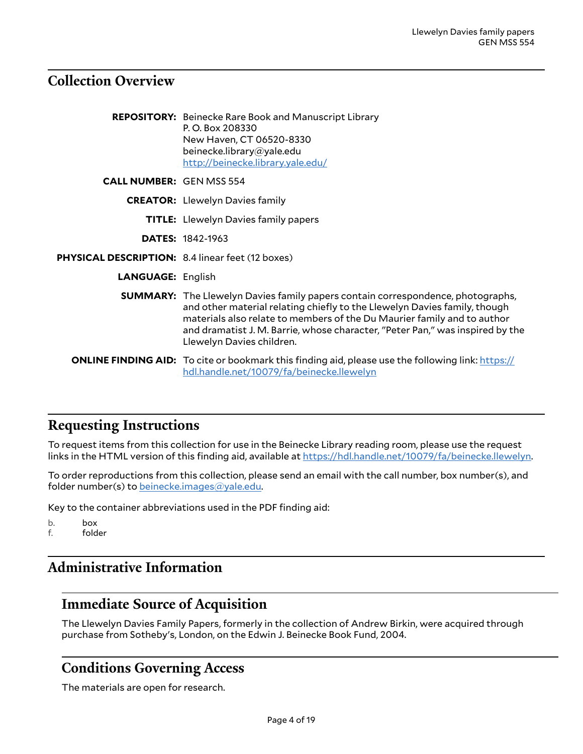## Collection Overview

**REPOSITORY:** Beinecke Rare Book and Manuscript Library
P. O. Box 208330
New Haven, CT 06520-8330
beinecke.library@yale.edu
http://beinecke.library.yale.edu/

**CALL NUMBER:** GEN MSS 554

**CREATOR:** Llewelyn Davies family

**TITLE:** Llewelyn Davies family papers

**DATES:** 1842-1963

**PHYSICAL DESCRIPTION:** 8.4 linear feet (12 boxes)

**LANGUAGE:** English

**SUMMARY:** The Llewelyn Davies family papers contain correspondence, photographs, and other material relating chiefly to the Llewelyn Davies family, though materials also relate to members of the Du Maurier family and to author and dramatist J. M. Barrie, whose character, "Peter Pan," was inspired by the Llewelyn Davies children.

**ONLINE FINDING AID:** To cite or bookmark this finding aid, please use the following link: https://hdl.handle.net/10079/fa/beinecke.llewelyn

## Requesting Instructions

To request items from this collection for use in the Beinecke Library reading room, please use the request links in the HTML version of this finding aid, available at https://hdl.handle.net/10079/fa/beinecke.llewelyn.

To order reproductions from this collection, please send an email with the call number, box number(s), and folder number(s) to beinecke.images@yale.edu.

Key to the container abbreviations used in the PDF finding aid:

b. box
f. folder

## Administrative Information

### Immediate Source of Acquisition

The Llewelyn Davies Family Papers, formerly in the collection of Andrew Birkin, were acquired through purchase from Sotheby's, London, on the Edwin J. Beinecke Book Fund, 2004.

### Conditions Governing Access

The materials are open for research.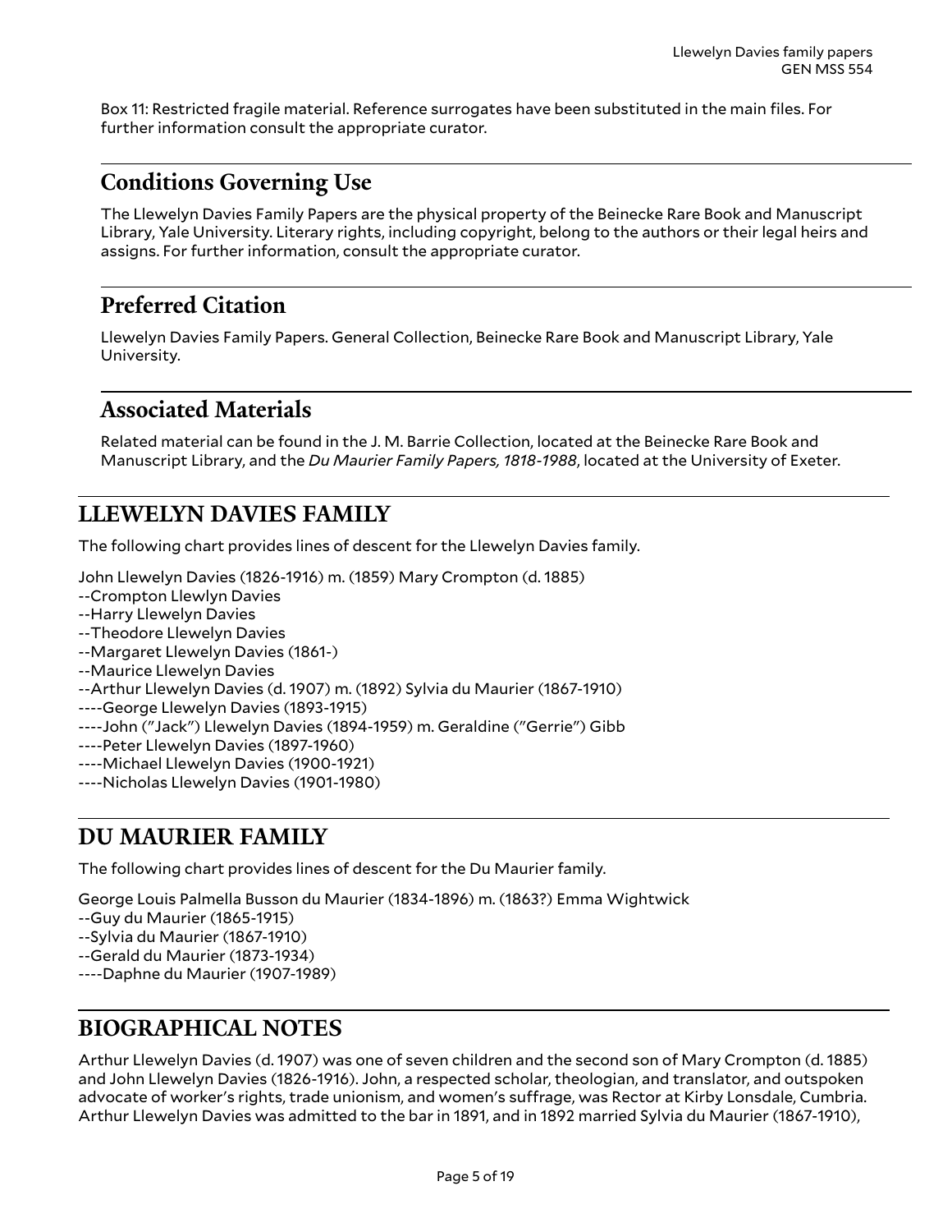Box 11: Restricted fragile material. Reference surrogates have been substituted in the main files. For further information consult the appropriate curator.

## Conditions Governing Use

The Llewelyn Davies Family Papers are the physical property of the Beinecke Rare Book and Manuscript Library, Yale University. Literary rights, including copyright, belong to the authors or their legal heirs and assigns. For further information, consult the appropriate curator.

## Preferred Citation

Llewelyn Davies Family Papers. General Collection, Beinecke Rare Book and Manuscript Library, Yale University.

## Associated Materials

Related material can be found in the J. M. Barrie Collection, located at the Beinecke Rare Book and Manuscript Library, and the *Du Maurier Family Papers, 1818-1988*, located at the University of Exeter.

# LLEWELYN DAVIES FAMILY

The following chart provides lines of descent for the Llewelyn Davies family.

John Llewelyn Davies (1826-1916) m. (1859) Mary Crompton (d. 1885)
--Crompton Llewlyn Davies
--Harry Llewelyn Davies
--Theodore Llewelyn Davies
--Margaret Llewelyn Davies (1861-)
--Maurice Llewelyn Davies
--Arthur Llewelyn Davies (d. 1907) m. (1892) Sylvia du Maurier (1867-1910)
----George Llewelyn Davies (1893-1915)
----John ("Jack") Llewelyn Davies (1894-1959) m. Geraldine ("Gerrie") Gibb
----Peter Llewelyn Davies (1897-1960)
----Michael Llewelyn Davies (1900-1921)
----Nicholas Llewelyn Davies (1901-1980)

# DU MAURIER FAMILY

The following chart provides lines of descent for the Du Maurier family.

George Louis Palmella Busson du Maurier (1834-1896) m. (1863?) Emma Wightwick
--Guy du Maurier (1865-1915)
--Sylvia du Maurier (1867-1910)
--Gerald du Maurier (1873-1934)
----Daphne du Maurier (1907-1989)

# BIOGRAPHICAL NOTES

Arthur Llewelyn Davies (d. 1907) was one of seven children and the second son of Mary Crompton (d. 1885) and John Llewelyn Davies (1826-1916). John, a respected scholar, theologian, and translator, and outspoken advocate of worker's rights, trade unionism, and women's suffrage, was Rector at Kirby Lonsdale, Cumbria. Arthur Llewelyn Davies was admitted to the bar in 1891, and in 1892 married Sylvia du Maurier (1867-1910),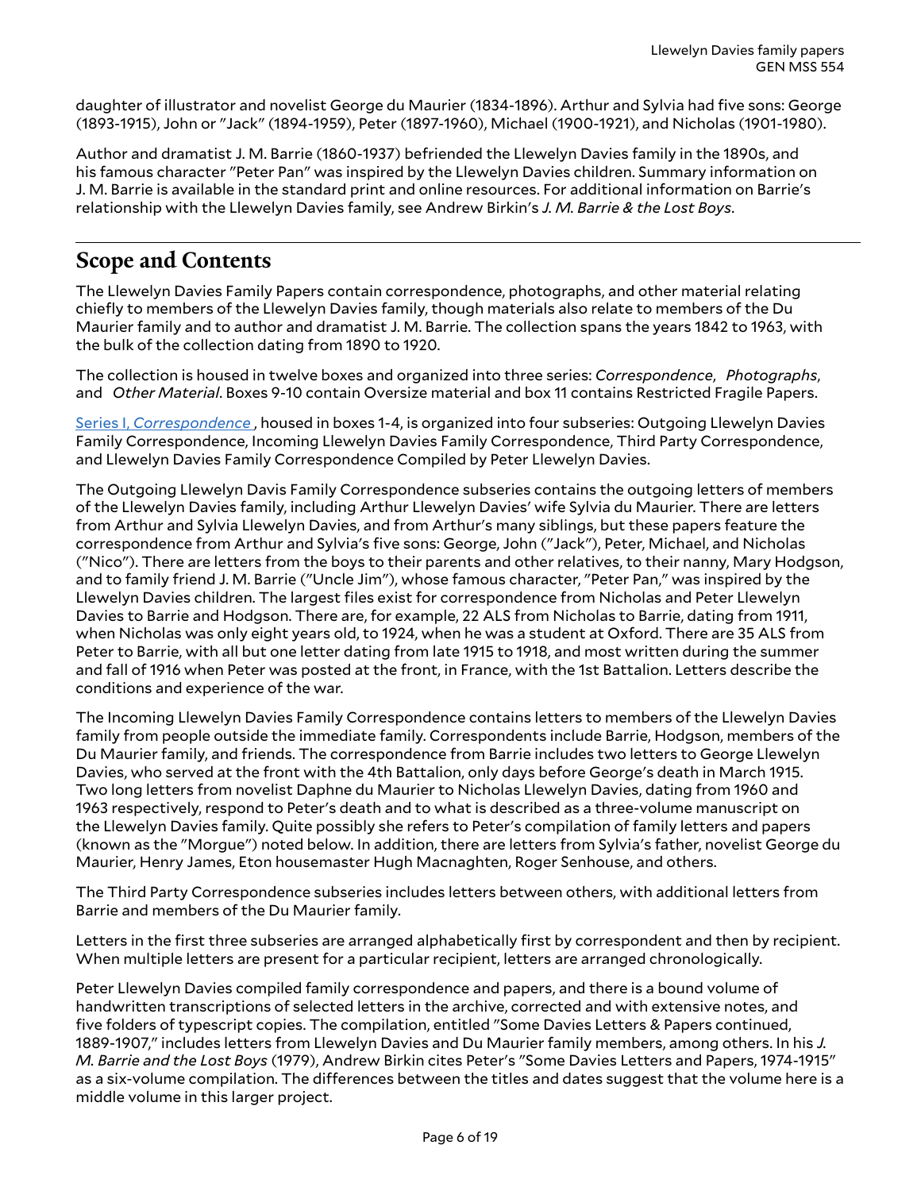daughter of illustrator and novelist George du Maurier (1834-1896). Arthur and Sylvia had five sons: George (1893-1915), John or "Jack" (1894-1959), Peter (1897-1960), Michael (1900-1921), and Nicholas (1901-1980).

Author and dramatist J. M. Barrie (1860-1937) befriended the Llewelyn Davies family in the 1890s, and his famous character "Peter Pan" was inspired by the Llewelyn Davies children. Summary information on J. M. Barrie is available in the standard print and online resources. For additional information on Barrie's relationship with the Llewelyn Davies family, see Andrew Birkin's *J. M. Barrie & the Lost Boys*.

## Scope and Contents

The Llewelyn Davies Family Papers contain correspondence, photographs, and other material relating chiefly to members of the Llewelyn Davies family, though materials also relate to members of the Du Maurier family and to author and dramatist J. M. Barrie. The collection spans the years 1842 to 1963, with the bulk of the collection dating from 1890 to 1920.

The collection is housed in twelve boxes and organized into three series: *Correspondence*, *Photographs*, and *Other Material*. Boxes 9-10 contain Oversize material and box 11 contains Restricted Fragile Papers.

Series I, *Correspondence* , housed in boxes 1-4, is organized into four subseries: Outgoing Llewelyn Davies Family Correspondence, Incoming Llewelyn Davies Family Correspondence, Third Party Correspondence, and Llewelyn Davies Family Correspondence Compiled by Peter Llewelyn Davies.

The Outgoing Llewelyn Davis Family Correspondence subseries contains the outgoing letters of members of the Llewelyn Davies family, including Arthur Llewelyn Davies' wife Sylvia du Maurier. There are letters from Arthur and Sylvia Llewelyn Davies, and from Arthur's many siblings, but these papers feature the correspondence from Arthur and Sylvia's five sons: George, John ("Jack"), Peter, Michael, and Nicholas ("Nico"). There are letters from the boys to their parents and other relatives, to their nanny, Mary Hodgson, and to family friend J. M. Barrie ("Uncle Jim"), whose famous character, "Peter Pan," was inspired by the Llewelyn Davies children. The largest files exist for correspondence from Nicholas and Peter Llewelyn Davies to Barrie and Hodgson. There are, for example, 22 ALS from Nicholas to Barrie, dating from 1911, when Nicholas was only eight years old, to 1924, when he was a student at Oxford. There are 35 ALS from Peter to Barrie, with all but one letter dating from late 1915 to 1918, and most written during the summer and fall of 1916 when Peter was posted at the front, in France, with the 1st Battalion. Letters describe the conditions and experience of the war.

The Incoming Llewelyn Davies Family Correspondence contains letters to members of the Llewelyn Davies family from people outside the immediate family. Correspondents include Barrie, Hodgson, members of the Du Maurier family, and friends. The correspondence from Barrie includes two letters to George Llewelyn Davies, who served at the front with the 4th Battalion, only days before George's death in March 1915. Two long letters from novelist Daphne du Maurier to Nicholas Llewelyn Davies, dating from 1960 and 1963 respectively, respond to Peter's death and to what is described as a three-volume manuscript on the Llewelyn Davies family. Quite possibly she refers to Peter's compilation of family letters and papers (known as the "Morgue") noted below. In addition, there are letters from Sylvia's father, novelist George du Maurier, Henry James, Eton housemaster Hugh Macnaghten, Roger Senhouse, and others.

The Third Party Correspondence subseries includes letters between others, with additional letters from Barrie and members of the Du Maurier family.

Letters in the first three subseries are arranged alphabetically first by correspondent and then by recipient. When multiple letters are present for a particular recipient, letters are arranged chronologically.

Peter Llewelyn Davies compiled family correspondence and papers, and there is a bound volume of handwritten transcriptions of selected letters in the archive, corrected and with extensive notes, and five folders of typescript copies. The compilation, entitled "Some Davies Letters & Papers continued, 1889-1907," includes letters from Llewelyn Davies and Du Maurier family members, among others. In his *J. M. Barrie and the Lost Boys* (1979), Andrew Birkin cites Peter's "Some Davies Letters and Papers, 1974-1915" as a six-volume compilation. The differences between the titles and dates suggest that the volume here is a middle volume in this larger project.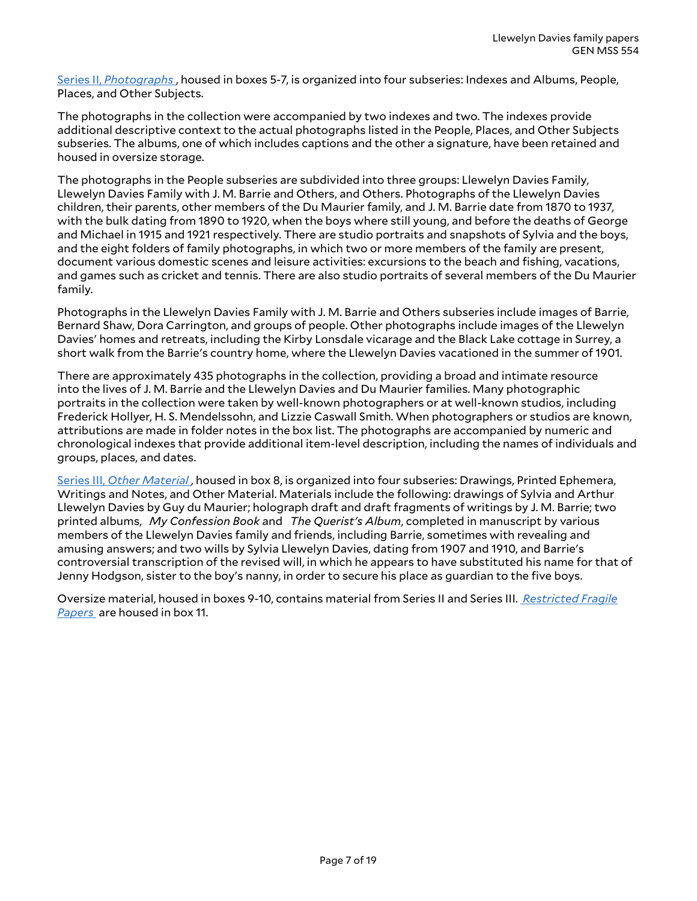[Series II, *Photographs*](#), housed in boxes 5-7, is organized into four subseries: Indexes and Albums, People, Places, and Other Subjects.

The photographs in the collection were accompanied by two indexes and two. The indexes provide additional descriptive context to the actual photographs listed in the People, Places, and Other Subjects subseries. The albums, one of which includes captions and the other a signature, have been retained and housed in oversize storage.

The photographs in the People subseries are subdivided into three groups: Llewelyn Davies Family, Llewelyn Davies Family with J. M. Barrie and Others, and Others. Photographs of the Llewelyn Davies children, their parents, other members of the Du Maurier family, and J. M. Barrie date from 1870 to 1937, with the bulk dating from 1890 to 1920, when the boys where still young, and before the deaths of George and Michael in 1915 and 1921 respectively. There are studio portraits and snapshots of Sylvia and the boys, and the eight folders of family photographs, in which two or more members of the family are present, document various domestic scenes and leisure activities: excursions to the beach and fishing, vacations, and games such as cricket and tennis. There are also studio portraits of several members of the Du Maurier family.

Photographs in the Llewelyn Davies Family with J. M. Barrie and Others subseries include images of Barrie, Bernard Shaw, Dora Carrington, and groups of people. Other photographs include images of the Llewelyn Davies' homes and retreats, including the Kirby Lonsdale vicarage and the Black Lake cottage in Surrey, a short walk from the Barrie's country home, where the Llewelyn Davies vacationed in the summer of 1901.

There are approximately 435 photographs in the collection, providing a broad and intimate resource into the lives of J. M. Barrie and the Llewelyn Davies and Du Maurier families. Many photographic portraits in the collection were taken by well-known photographers or at well-known studios, including Frederick Hollyer, H. S. Mendelssohn, and Lizzie Caswall Smith. When photographers or studios are known, attributions are made in folder notes in the box list. The photographs are accompanied by numeric and chronological indexes that provide additional item-level description, including the names of individuals and groups, places, and dates.

[Series III, *Other Material*](#), housed in box 8, is organized into four subseries: Drawings, Printed Ephemera, Writings and Notes, and Other Material. Materials include the following: drawings of Sylvia and Arthur Llewelyn Davies by Guy du Maurier; holograph draft and draft fragments of writings by J. M. Barrie; two printed albums, *My Confession Book* and *The Querist's Album*, completed in manuscript by various members of the Llewelyn Davies family and friends, including Barrie, sometimes with revealing and amusing answers; and two wills by Sylvia Llewelyn Davies, dating from 1907 and 1910, and Barrie's controversial transcription of the revised will, in which he appears to have substituted his name for that of Jenny Hodgson, sister to the boy's nanny, in order to secure his place as guardian to the five boys.

Oversize material, housed in boxes 9-10, contains material from Series II and Series III. [*Restricted Fragile Papers*](#) are housed in box 11.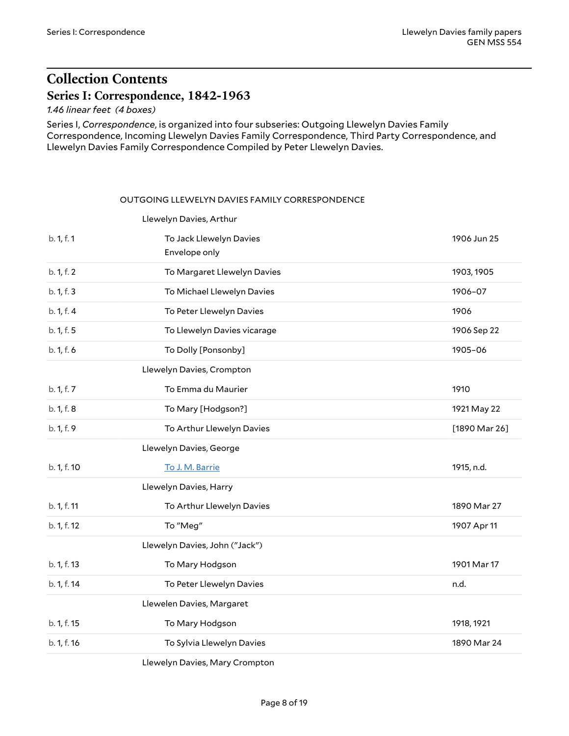# Collection Contents

## Series I: Correspondence, 1842-1963

*1.46 linear feet (4 boxes)*

Series I, *Correspondence*, is organized into four subseries: Outgoing Llewelyn Davies Family Correspondence, Incoming Llewelyn Davies Family Correspondence, Third Party Correspondence, and Llewelyn Davies Family Correspondence Compiled by Peter Llewelyn Davies.

OUTGOING LLEWELYN DAVIES FAMILY CORRESPONDENCE

Llewelyn Davies, Arthur

| | | |
|---|---|---|
| b. 1, f. 1 | To Jack Llewelyn Davies<br>Envelope only | 1906 Jun 25 |
| b. 1, f. 2 | To Margaret Llewelyn Davies | 1903, 1905 |
| b. 1, f. 3 | To Michael Llewelyn Davies | 1906–07 |
| b. 1, f. 4 | To Peter Llewelyn Davies | 1906 |
| b. 1, f. 5 | To Llewelyn Davies vicarage | 1906 Sep 22 |
| b. 1, f. 6 | To Dolly [Ponsonby] | 1905–06 |

Llewelyn Davies, Crompton

| | | |
|---|---|---|
| b. 1, f. 7 | To Emma du Maurier | 1910 |
| b. 1, f. 8 | To Mary [Hodgson?] | 1921 May 22 |
| b. 1, f. 9 | To Arthur Llewelyn Davies | [1890 Mar 26] |

Llewelyn Davies, George

| | | |
|---|---|---|
| b. 1, f. 10 | To J. M. Barrie | 1915, n.d. |

Llewelyn Davies, Harry

| | | |
|---|---|---|
| b. 1, f. 11 | To Arthur Llewelyn Davies | 1890 Mar 27 |
| b. 1, f. 12 | To "Meg" | 1907 Apr 11 |

Llewelyn Davies, John ("Jack")

| | | |
|---|---|---|
| b. 1, f. 13 | To Mary Hodgson | 1901 Mar 17 |
| b. 1, f. 14 | To Peter Llewelyn Davies | n.d. |

Llewelen Davies, Margaret

| | | |
|---|---|---|
| b. 1, f. 15 | To Mary Hodgson | 1918, 1921 |
| b. 1, f. 16 | To Sylvia Llewelyn Davies | 1890 Mar 24 |

Llewelyn Davies, Mary Crompton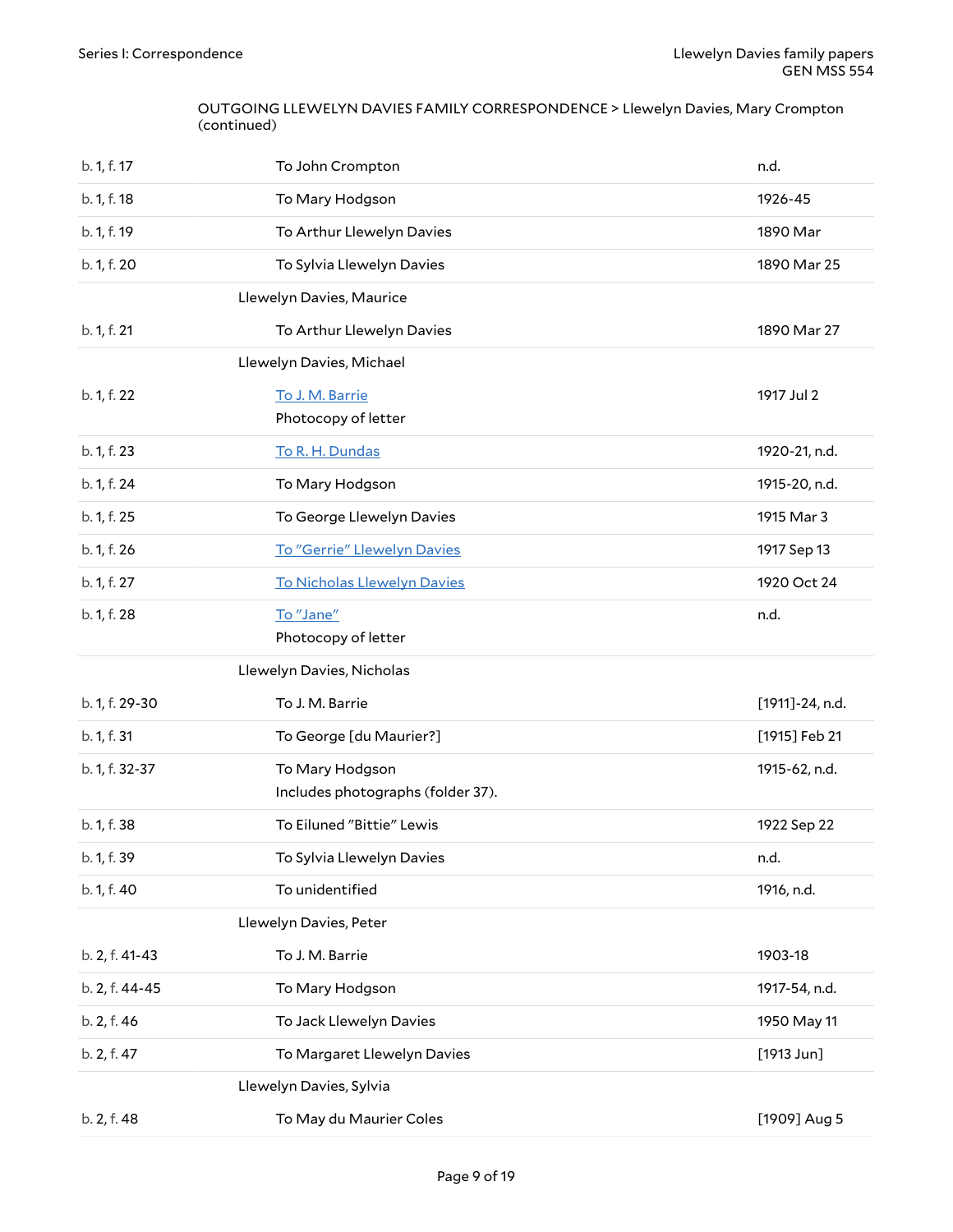OUTGOING LLEWELYN DAVIES FAMILY CORRESPONDENCE > Llewelyn Davies, Mary Crompton (continued)

| | | |
|---|---|---|
| b. 1, f. 17 | To John Crompton | n.d. |
| b. 1, f. 18 | To Mary Hodgson | 1926-45 |
| b. 1, f. 19 | To Arthur Llewelyn Davies | 1890 Mar |
| b. 1, f. 20 | To Sylvia Llewelyn Davies | 1890 Mar 25 |
| | **Llewelyn Davies, Maurice** | |
| b. 1, f. 21 | To Arthur Llewelyn Davies | 1890 Mar 27 |
| | **Llewelyn Davies, Michael** | |
| b. 1, f. 22 | To J. M. Barrie<br>Photocopy of letter | 1917 Jul 2 |
| b. 1, f. 23 | To R. H. Dundas | 1920-21, n.d. |
| b. 1, f. 24 | To Mary Hodgson | 1915-20, n.d. |
| b. 1, f. 25 | To George Llewelyn Davies | 1915 Mar 3 |
| b. 1, f. 26 | To "Gerrie" Llewelyn Davies | 1917 Sep 13 |
| b. 1, f. 27 | To Nicholas Llewelyn Davies | 1920 Oct 24 |
| b. 1, f. 28 | To "Jane"<br>Photocopy of letter | n.d. |
| | **Llewelyn Davies, Nicholas** | |
| b. 1, f. 29-30 | To J. M. Barrie | [1911]-24, n.d. |
| b. 1, f. 31 | To George [du Maurier?] | [1915] Feb 21 |
| b. 1, f. 32-37 | To Mary Hodgson<br>Includes photographs (folder 37). | 1915-62, n.d. |
| b. 1, f. 38 | To Eiluned "Bittie" Lewis | 1922 Sep 22 |
| b. 1, f. 39 | To Sylvia Llewelyn Davies | n.d. |
| b. 1, f. 40 | To unidentified | 1916, n.d. |
| | **Llewelyn Davies, Peter** | |
| b. 2, f. 41-43 | To J. M. Barrie | 1903-18 |
| b. 2, f. 44-45 | To Mary Hodgson | 1917-54, n.d. |
| b. 2, f. 46 | To Jack Llewelyn Davies | 1950 May 11 |
| b. 2, f. 47 | To Margaret Llewelyn Davies | [1913 Jun] |
| | **Llewelyn Davies, Sylvia** | |
| b. 2, f. 48 | To May du Maurier Coles | [1909] Aug 5 |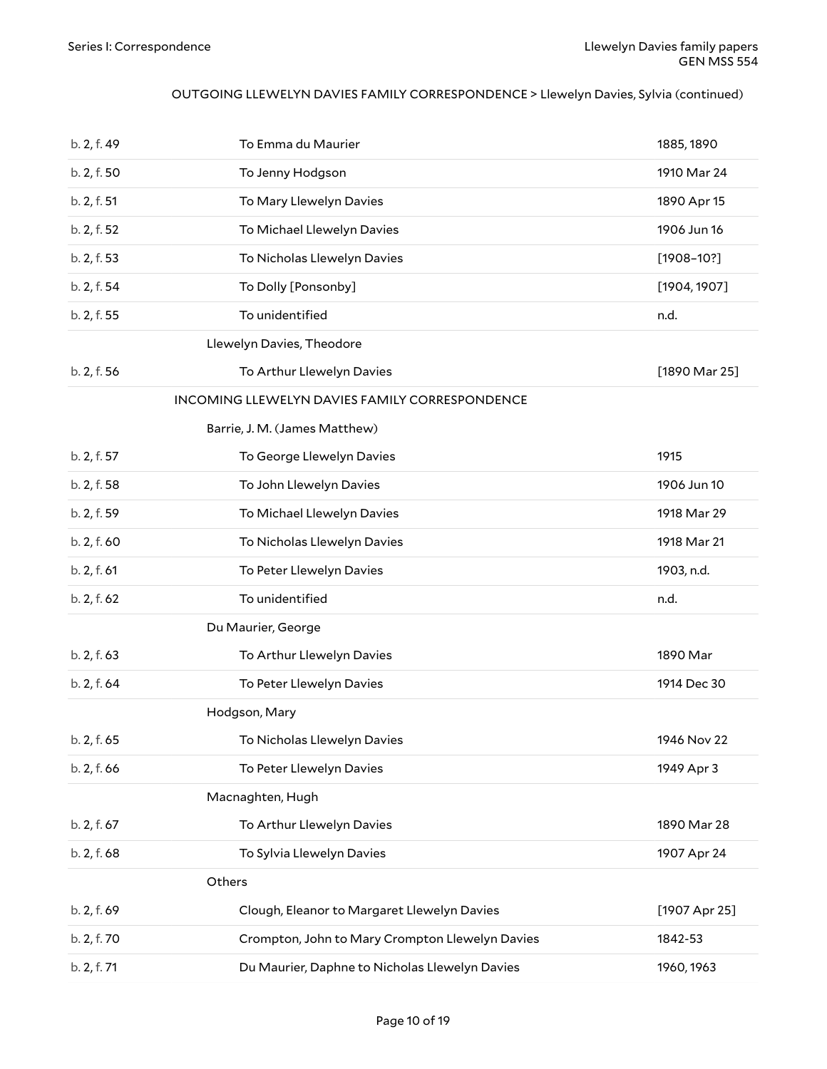OUTGOING LLEWELYN DAVIES FAMILY CORRESPONDENCE > Llewelyn Davies, Sylvia (continued)

| | | |
|---|---|---|
| b. 2, f. 49 | To Emma du Maurier | 1885, 1890 |
| b. 2, f. 50 | To Jenny Hodgson | 1910 Mar 24 |
| b. 2, f. 51 | To Mary Llewelyn Davies | 1890 Apr 15 |
| b. 2, f. 52 | To Michael Llewelyn Davies | 1906 Jun 16 |
| b. 2, f. 53 | To Nicholas Llewelyn Davies | [1908–10?] |
| b. 2, f. 54 | To Dolly [Ponsonby] | [1904, 1907] |
| b. 2, f. 55 | To unidentified | n.d. |
| | **Llewelyn Davies, Theodore** | |
| b. 2, f. 56 | To Arthur Llewelyn Davies | [1890 Mar 25] |
| | **INCOMING LLEWELYN DAVIES FAMILY CORRESPONDENCE** | |
| | **Barrie, J. M. (James Matthew)** | |
| b. 2, f. 57 | To George Llewelyn Davies | 1915 |
| b. 2, f. 58 | To John Llewelyn Davies | 1906 Jun 10 |
| b. 2, f. 59 | To Michael Llewelyn Davies | 1918 Mar 29 |
| b. 2, f. 60 | To Nicholas Llewelyn Davies | 1918 Mar 21 |
| b. 2, f. 61 | To Peter Llewelyn Davies | 1903, n.d. |
| b. 2, f. 62 | To unidentified | n.d. |
| | **Du Maurier, George** | |
| b. 2, f. 63 | To Arthur Llewelyn Davies | 1890 Mar |
| b. 2, f. 64 | To Peter Llewelyn Davies | 1914 Dec 30 |
| | **Hodgson, Mary** | |
| b. 2, f. 65 | To Nicholas Llewelyn Davies | 1946 Nov 22 |
| b. 2, f. 66 | To Peter Llewelyn Davies | 1949 Apr 3 |
| | **Macnaghten, Hugh** | |
| b. 2, f. 67 | To Arthur Llewelyn Davies | 1890 Mar 28 |
| b. 2, f. 68 | To Sylvia Llewelyn Davies | 1907 Apr 24 |
| | **Others** | |
| b. 2, f. 69 | Clough, Eleanor to Margaret Llewelyn Davies | [1907 Apr 25] |
| b. 2, f. 70 | Crompton, John to Mary Crompton Llewelyn Davies | 1842-53 |
| b. 2, f. 71 | Du Maurier, Daphne to Nicholas Llewelyn Davies | 1960, 1963 |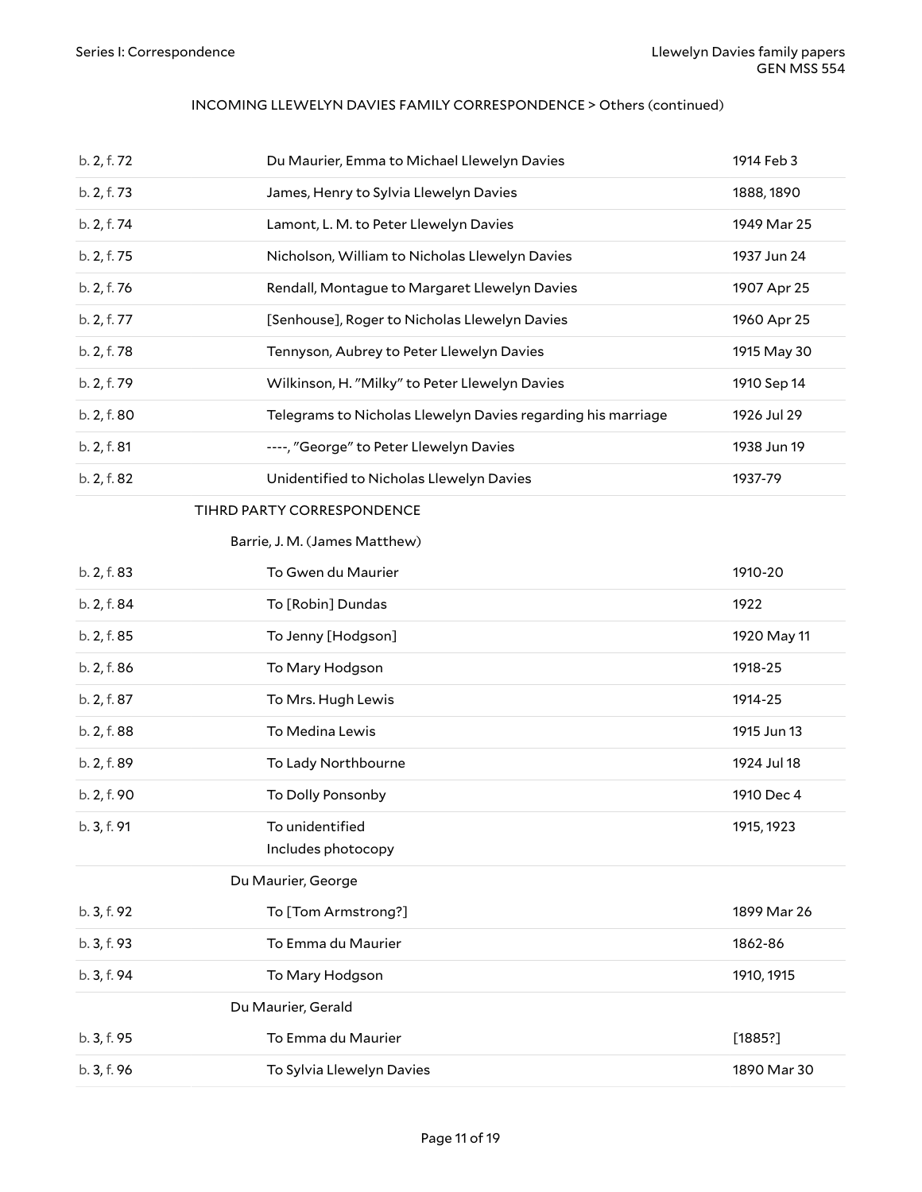INCOMING LLEWELYN DAVIES FAMILY CORRESPONDENCE > Others (continued)

| | | |
|---|---|---|
| b. 2, f. 72 | Du Maurier, Emma to Michael Llewelyn Davies | 1914 Feb 3 |
| b. 2, f. 73 | James, Henry to Sylvia Llewelyn Davies | 1888, 1890 |
| b. 2, f. 74 | Lamont, L. M. to Peter Llewelyn Davies | 1949 Mar 25 |
| b. 2, f. 75 | Nicholson, William to Nicholas Llewelyn Davies | 1937 Jun 24 |
| b. 2, f. 76 | Rendall, Montague to Margaret Llewelyn Davies | 1907 Apr 25 |
| b. 2, f. 77 | [Senhouse], Roger to Nicholas Llewelyn Davies | 1960 Apr 25 |
| b. 2, f. 78 | Tennyson, Aubrey to Peter Llewelyn Davies | 1915 May 30 |
| b. 2, f. 79 | Wilkinson, H. "Milky" to Peter Llewelyn Davies | 1910 Sep 14 |
| b. 2, f. 80 | Telegrams to Nicholas Llewelyn Davies regarding his marriage | 1926 Jul 29 |
| b. 2, f. 81 | ----, "George" to Peter Llewelyn Davies | 1938 Jun 19 |
| b. 2, f. 82 | Unidentified to Nicholas Llewelyn Davies | 1937-79 |

TIHRD PARTY CORRESPONDENCE

Barrie, J. M. (James Matthew)

| | | |
|---|---|---|
| b. 2, f. 83 | To Gwen du Maurier | 1910-20 |
| b. 2, f. 84 | To [Robin] Dundas | 1922 |
| b. 2, f. 85 | To Jenny [Hodgson] | 1920 May 11 |
| b. 2, f. 86 | To Mary Hodgson | 1918-25 |
| b. 2, f. 87 | To Mrs. Hugh Lewis | 1914-25 |
| b. 2, f. 88 | To Medina Lewis | 1915 Jun 13 |
| b. 2, f. 89 | To Lady Northbourne | 1924 Jul 18 |
| b. 2, f. 90 | To Dolly Ponsonby | 1910 Dec 4 |
| b. 3, f. 91 | To unidentified<br>Includes photocopy | 1915, 1923 |

Du Maurier, George

| | | |
|---|---|---|
| b. 3, f. 92 | To [Tom Armstrong?] | 1899 Mar 26 |
| b. 3, f. 93 | To Emma du Maurier | 1862-86 |
| b. 3, f. 94 | To Mary Hodgson | 1910, 1915 |

Du Maurier, Gerald

| | | |
|---|---|---|
| b. 3, f. 95 | To Emma du Maurier | [1885?] |
| b. 3, f. 96 | To Sylvia Llewelyn Davies | 1890 Mar 30 |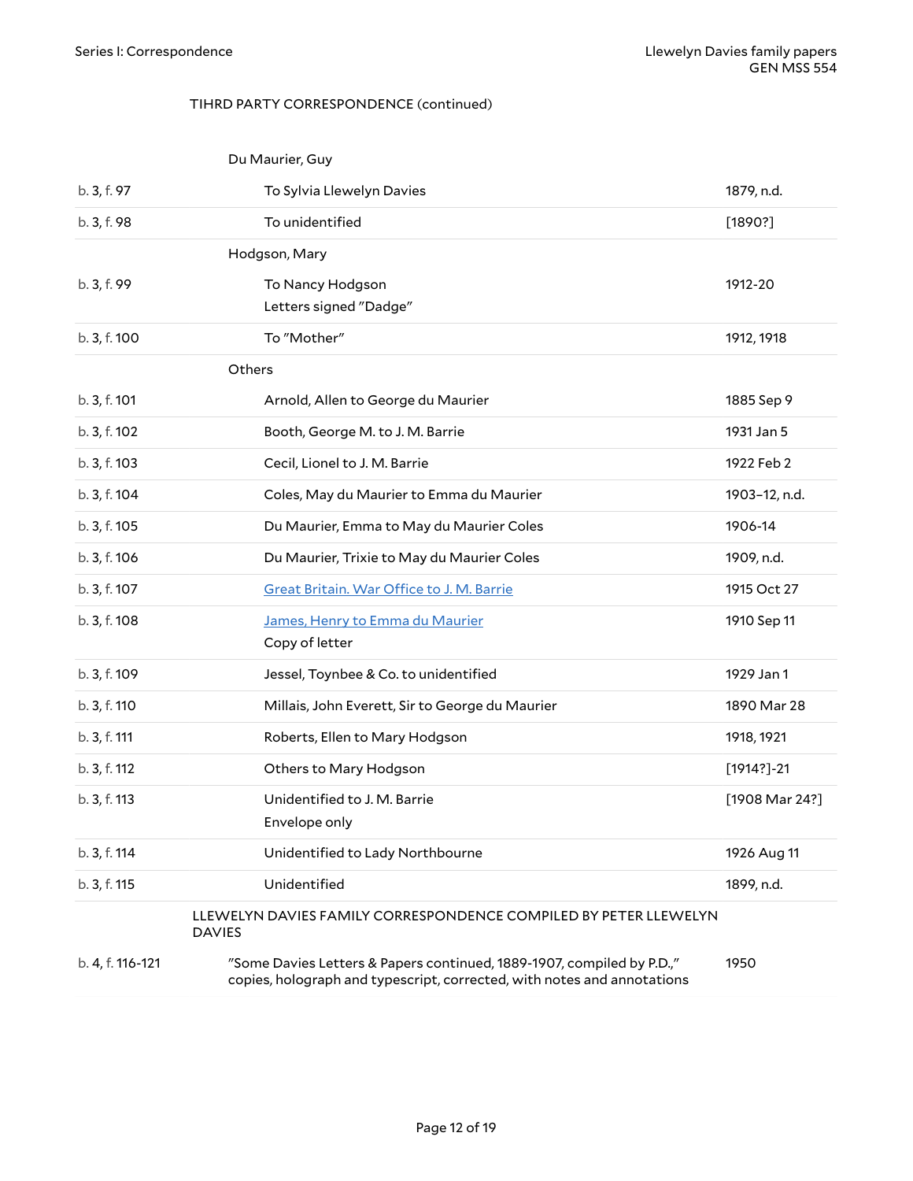TIHRD PARTY CORRESPONDENCE (continued)

| | | |
|---|---|---|
| | Du Maurier, Guy | |
| b. 3, f. 97 | To Sylvia Llewelyn Davies | 1879, n.d. |
| b. 3, f. 98 | To unidentified | [1890?] |
| | Hodgson, Mary | |
| b. 3, f. 99 | To Nancy Hodgson<br>Letters signed "Dadge" | 1912-20 |
| b. 3, f. 100 | To "Mother" | 1912, 1918 |
| | Others | |
| b. 3, f. 101 | Arnold, Allen to George du Maurier | 1885 Sep 9 |
| b. 3, f. 102 | Booth, George M. to J. M. Barrie | 1931 Jan 5 |
| b. 3, f. 103 | Cecil, Lionel to J. M. Barrie | 1922 Feb 2 |
| b. 3, f. 104 | Coles, May du Maurier to Emma du Maurier | 1903–12, n.d. |
| b. 3, f. 105 | Du Maurier, Emma to May du Maurier Coles | 1906-14 |
| b. 3, f. 106 | Du Maurier, Trixie to May du Maurier Coles | 1909, n.d. |
| b. 3, f. 107 | Great Britain. War Office to J. M. Barrie | 1915 Oct 27 |
| b. 3, f. 108 | James, Henry to Emma du Maurier<br>Copy of letter | 1910 Sep 11 |
| b. 3, f. 109 | Jessel, Toynbee & Co. to unidentified | 1929 Jan 1 |
| b. 3, f. 110 | Millais, John Everett, Sir to George du Maurier | 1890 Mar 28 |
| b. 3, f. 111 | Roberts, Ellen to Mary Hodgson | 1918, 1921 |
| b. 3, f. 112 | Others to Mary Hodgson | [1914?]-21 |
| b. 3, f. 113 | Unidentified to J. M. Barrie<br>Envelope only | [1908 Mar 24?] |
| b. 3, f. 114 | Unidentified to Lady Northbourne | 1926 Aug 11 |
| b. 3, f. 115 | Unidentified | 1899, n.d. |

LLEWELYN DAVIES FAMILY CORRESPONDENCE COMPILED BY PETER LLEWELYN DAVIES

| | | |
|---|---|---|
| b. 4, f. 116-121 | "Some Davies Letters & Papers continued, 1889-1907, compiled by P.D.," copies, holograph and typescript, corrected, with notes and annotations | 1950 |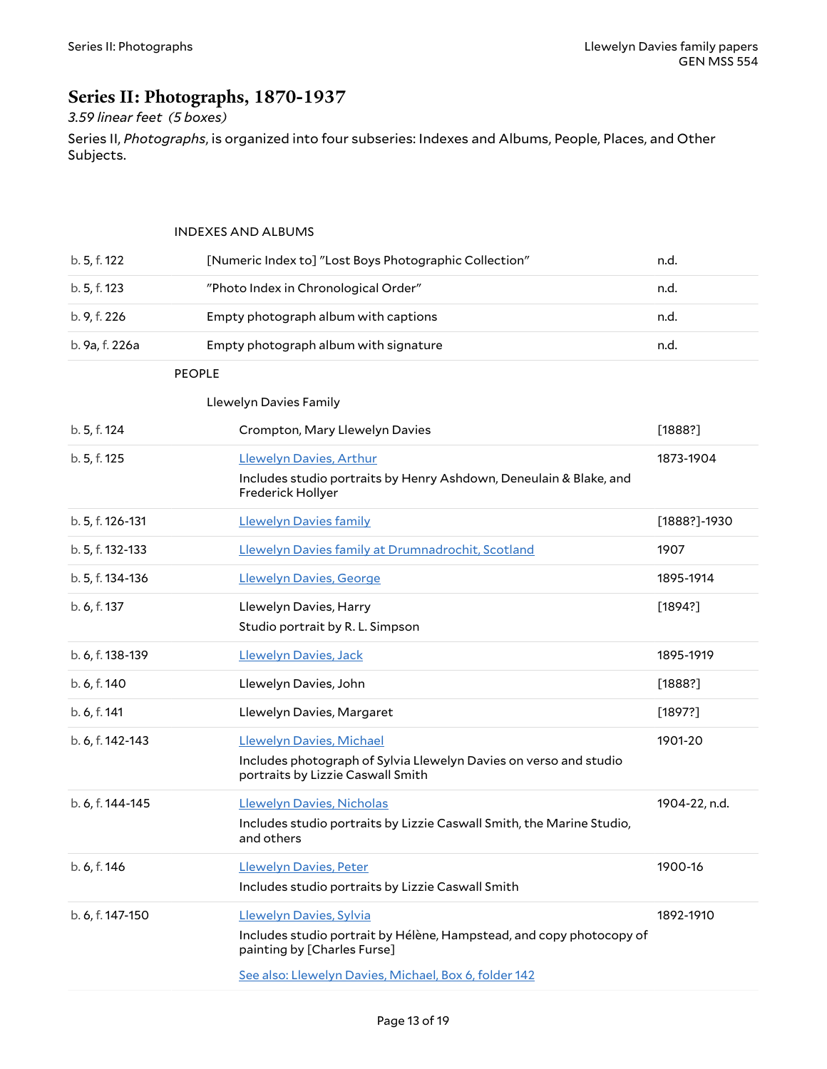## Series II: Photographs, 1870-1937

*3.59 linear feet (5 boxes)*

Series II, *Photographs*, is organized into four subseries: Indexes and Albums, People, Places, and Other Subjects.

| Location | Description | Date |
|---|---|---|
| | **INDEXES AND ALBUMS** | |
| b. 5, f. 122 | [Numeric Index to] "Lost Boys Photographic Collection" | n.d. |
| b. 5, f. 123 | "Photo Index in Chronological Order" | n.d. |
| b. 9, f. 226 | Empty photograph album with captions | n.d. |
| b. 9a, f. 226a | Empty photograph album with signature | n.d. |
| | **PEOPLE** | |
| | Llewelyn Davies Family | |
| b. 5, f. 124 | Crompton, Mary Llewelyn Davies | [1888?] |
| b. 5, f. 125 | Llewelyn Davies, Arthur<br>Includes studio portraits by Henry Ashdown, Deneulain & Blake, and Frederick Hollyer | 1873-1904 |
| b. 5, f. 126-131 | Llewelyn Davies family | [1888?]-1930 |
| b. 5, f. 132-133 | Llewelyn Davies family at Drumnadrochit, Scotland | 1907 |
| b. 5, f. 134-136 | Llewelyn Davies, George | 1895-1914 |
| b. 6, f. 137 | Llewelyn Davies, Harry<br>Studio portrait by R. L. Simpson | [1894?] |
| b. 6, f. 138-139 | Llewelyn Davies, Jack | 1895-1919 |
| b. 6, f. 140 | Llewelyn Davies, John | [1888?] |
| b. 6, f. 141 | Llewelyn Davies, Margaret | [1897?] |
| b. 6, f. 142-143 | Llewelyn Davies, Michael<br>Includes photograph of Sylvia Llewelyn Davies on verso and studio portraits by Lizzie Caswall Smith | 1901-20 |
| b. 6, f. 144-145 | Llewelyn Davies, Nicholas<br>Includes studio portraits by Lizzie Caswall Smith, the Marine Studio, and others | 1904-22, n.d. |
| b. 6, f. 146 | Llewelyn Davies, Peter<br>Includes studio portraits by Lizzie Caswall Smith | 1900-16 |
| b. 6, f. 147-150 | Llewelyn Davies, Sylvia<br>Includes studio portrait by Hélène, Hampstead, and copy photocopy of painting by [Charles Furse]<br>See also: Llewelyn Davies, Michael, Box 6, folder 142 | 1892-1910 |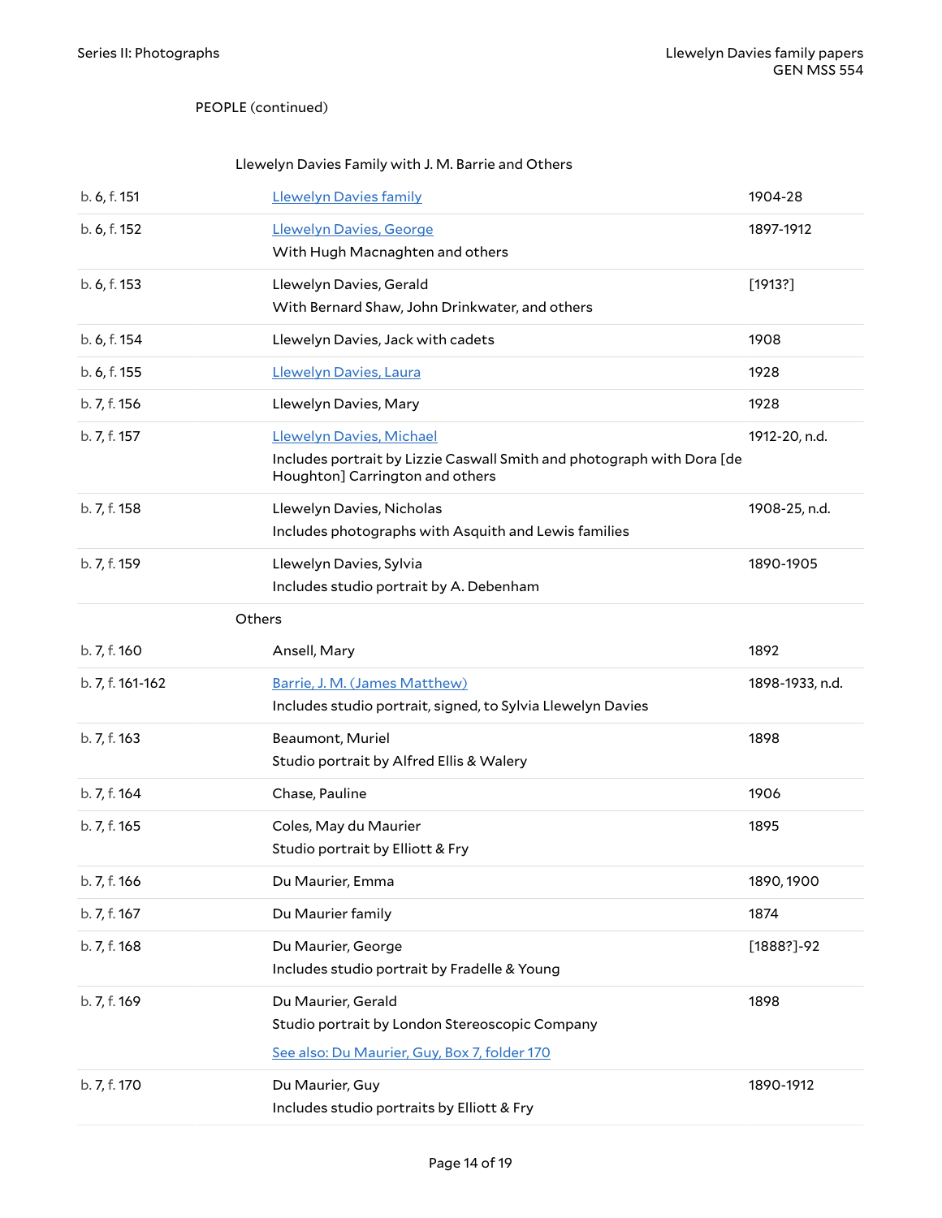PEOPLE (continued)

### Llewelyn Davies Family with J. M. Barrie and Others

| | | |
|---|---|---|
| b. 6, f. 151 | Llewelyn Davies family | 1904-28 |
| b. 6, f. 152 | Llewelyn Davies, George<br>With Hugh Macnaghten and others | 1897-1912 |
| b. 6, f. 153 | Llewelyn Davies, Gerald<br>With Bernard Shaw, John Drinkwater, and others | [1913?] |
| b. 6, f. 154 | Llewelyn Davies, Jack with cadets | 1908 |
| b. 6, f. 155 | Llewelyn Davies, Laura | 1928 |
| b. 7, f. 156 | Llewelyn Davies, Mary | 1928 |
| b. 7, f. 157 | Llewelyn Davies, Michael<br>Includes portrait by Lizzie Caswall Smith and photograph with Dora [de Houghton] Carrington and others | 1912-20, n.d. |
| b. 7, f. 158 | Llewelyn Davies, Nicholas<br>Includes photographs with Asquith and Lewis families | 1908-25, n.d. |
| b. 7, f. 159 | Llewelyn Davies, Sylvia<br>Includes studio portrait by A. Debenham | 1890-1905 |

### Others

| | | |
|---|---|---|
| b. 7, f. 160 | Ansell, Mary | 1892 |
| b. 7, f. 161-162 | Barrie, J. M. (James Matthew)<br>Includes studio portrait, signed, to Sylvia Llewelyn Davies | 1898-1933, n.d. |
| b. 7, f. 163 | Beaumont, Muriel<br>Studio portrait by Alfred Ellis & Walery | 1898 |
| b. 7, f. 164 | Chase, Pauline | 1906 |
| b. 7, f. 165 | Coles, May du Maurier<br>Studio portrait by Elliott & Fry | 1895 |
| b. 7, f. 166 | Du Maurier, Emma | 1890, 1900 |
| b. 7, f. 167 | Du Maurier family | 1874 |
| b. 7, f. 168 | Du Maurier, George<br>Includes studio portrait by Fradelle & Young | [1888?]-92 |
| b. 7, f. 169 | Du Maurier, Gerald<br>Studio portrait by London Stereoscopic Company<br>See also: Du Maurier, Guy, Box 7, folder 170 | 1898 |
| b. 7, f. 170 | Du Maurier, Guy<br>Includes studio portraits by Elliott & Fry | 1890-1912 |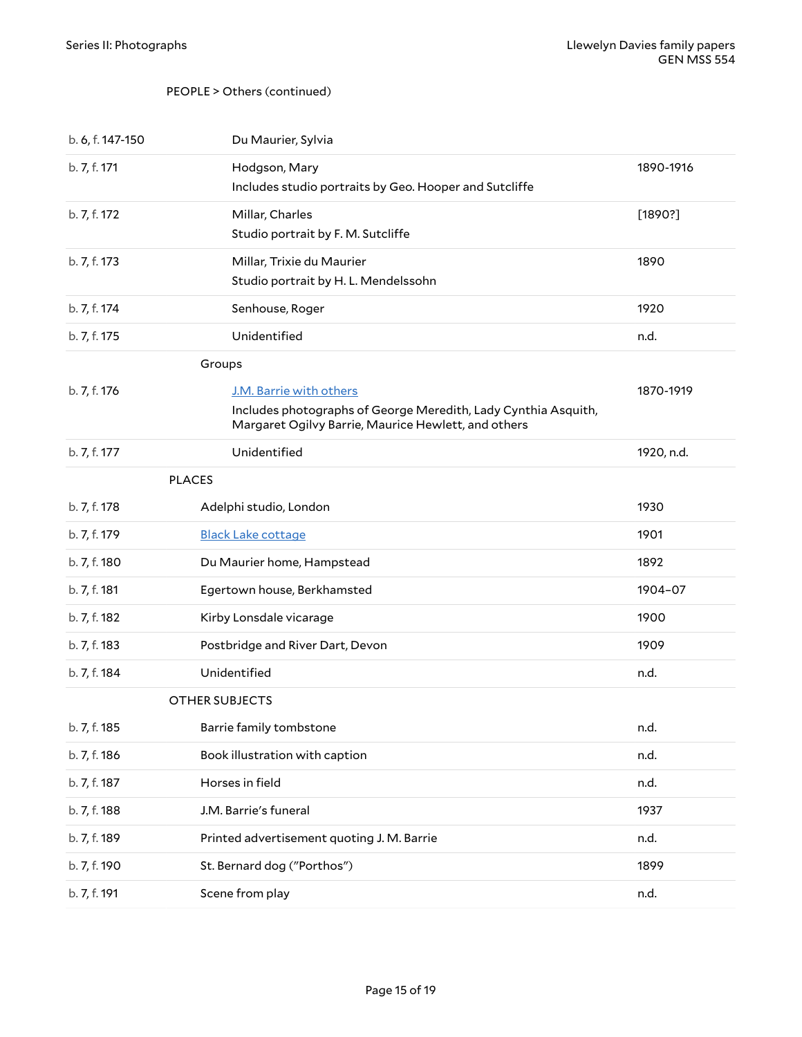PEOPLE > Others (continued)

| | | |
|---|---|---|
| b. 6, f. 147-150 | Du Maurier, Sylvia | |
| b. 7, f. 171 | Hodgson, Mary<br>Includes studio portraits by Geo. Hooper and Sutcliffe | 1890-1916 |
| b. 7, f. 172 | Millar, Charles<br>Studio portrait by F. M. Sutcliffe | [1890?] |
| b. 7, f. 173 | Millar, Trixie du Maurier<br>Studio portrait by H. L. Mendelssohn | 1890 |
| b. 7, f. 174 | Senhouse, Roger | 1920 |
| b. 7, f. 175 | Unidentified | n.d. |
| | **Groups** | |
| b. 7, f. 176 | J.M. Barrie with others<br>Includes photographs of George Meredith, Lady Cynthia Asquith, Margaret Ogilvy Barrie, Maurice Hewlett, and others | 1870-1919 |
| b. 7, f. 177 | Unidentified | 1920, n.d. |
| | **PLACES** | |
| b. 7, f. 178 | Adelphi studio, London | 1930 |
| b. 7, f. 179 | Black Lake cottage | 1901 |
| b. 7, f. 180 | Du Maurier home, Hampstead | 1892 |
| b. 7, f. 181 | Egertown house, Berkhamsted | 1904–07 |
| b. 7, f. 182 | Kirby Lonsdale vicarage | 1900 |
| b. 7, f. 183 | Postbridge and River Dart, Devon | 1909 |
| b. 7, f. 184 | Unidentified | n.d. |
| | **OTHER SUBJECTS** | |
| b. 7, f. 185 | Barrie family tombstone | n.d. |
| b. 7, f. 186 | Book illustration with caption | n.d. |
| b. 7, f. 187 | Horses in field | n.d. |
| b. 7, f. 188 | J.M. Barrie's funeral | 1937 |
| b. 7, f. 189 | Printed advertisement quoting J. M. Barrie | n.d. |
| b. 7, f. 190 | St. Bernard dog ("Porthos") | 1899 |
| b. 7, f. 191 | Scene from play | n.d. |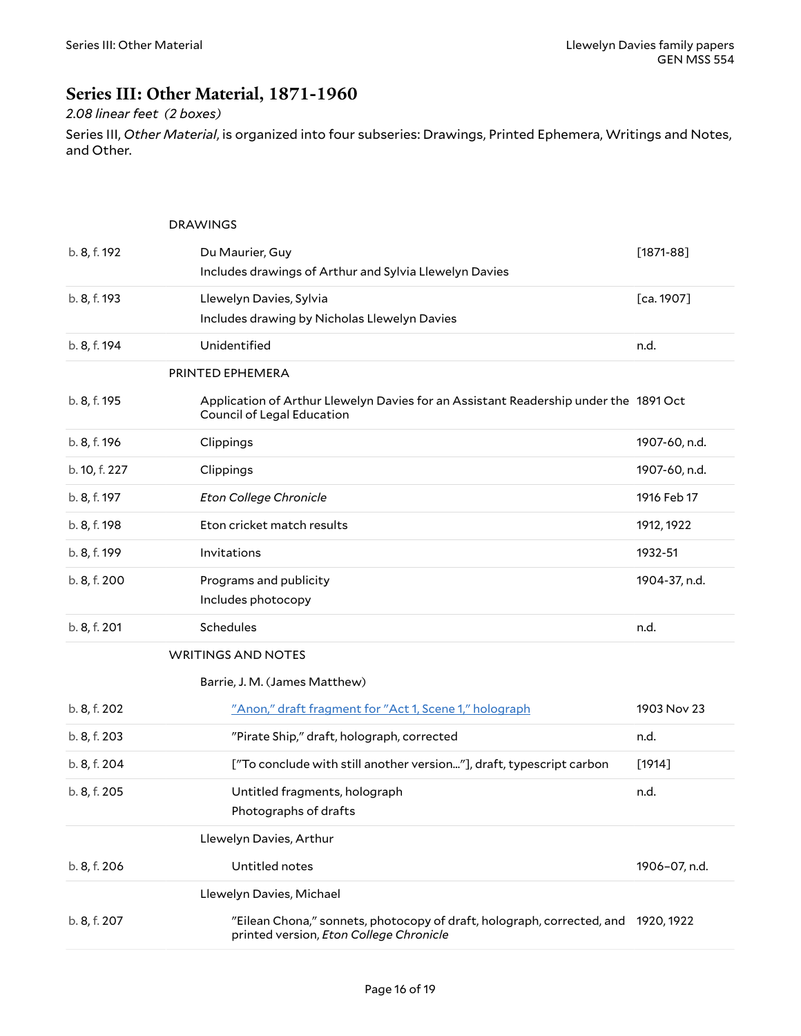# Series III: Other Material, 1871-1960

*2.08 linear feet (2 boxes)*

Series III, *Other Material*, is organized into four subseries: Drawings, Printed Ephemera, Writings and Notes, and Other.

| Location | Description | Date |
|---|---|---|
| | DRAWINGS | |
| b. 8, f. 192 | Du Maurier, Guy<br>Includes drawings of Arthur and Sylvia Llewelyn Davies | [1871-88] |
| b. 8, f. 193 | Llewelyn Davies, Sylvia<br>Includes drawing by Nicholas Llewelyn Davies | [ca. 1907] |
| b. 8, f. 194 | Unidentified | n.d. |
| | PRINTED EPHEMERA | |
| b. 8, f. 195 | Application of Arthur Llewelyn Davies for an Assistant Readership under the Council of Legal Education | 1891 Oct |
| b. 8, f. 196 | Clippings | 1907-60, n.d. |
| b. 10, f. 227 | Clippings | 1907-60, n.d. |
| b. 8, f. 197 | *Eton College Chronicle* | 1916 Feb 17 |
| b. 8, f. 198 | Eton cricket match results | 1912, 1922 |
| b. 8, f. 199 | Invitations | 1932-51 |
| b. 8, f. 200 | Programs and publicity<br>Includes photocopy | 1904-37, n.d. |
| b. 8, f. 201 | Schedules | n.d. |
| | WRITINGS AND NOTES | |
| | Barrie, J. M. (James Matthew) | |
| b. 8, f. 202 | "Anon," draft fragment for "Act 1, Scene 1," holograph | 1903 Nov 23 |
| b. 8, f. 203 | "Pirate Ship," draft, holograph, corrected | n.d. |
| b. 8, f. 204 | ["To conclude with still another version..."], draft, typescript carbon | [1914] |
| b. 8, f. 205 | Untitled fragments, holograph<br>Photographs of drafts | n.d. |
| | Llewelyn Davies, Arthur | |
| b. 8, f. 206 | Untitled notes | 1906–07, n.d. |
| | Llewelyn Davies, Michael | |
| b. 8, f. 207 | "Eilean Chona," sonnets, photocopy of draft, holograph, corrected, and printed version, *Eton College Chronicle* | 1920, 1922 |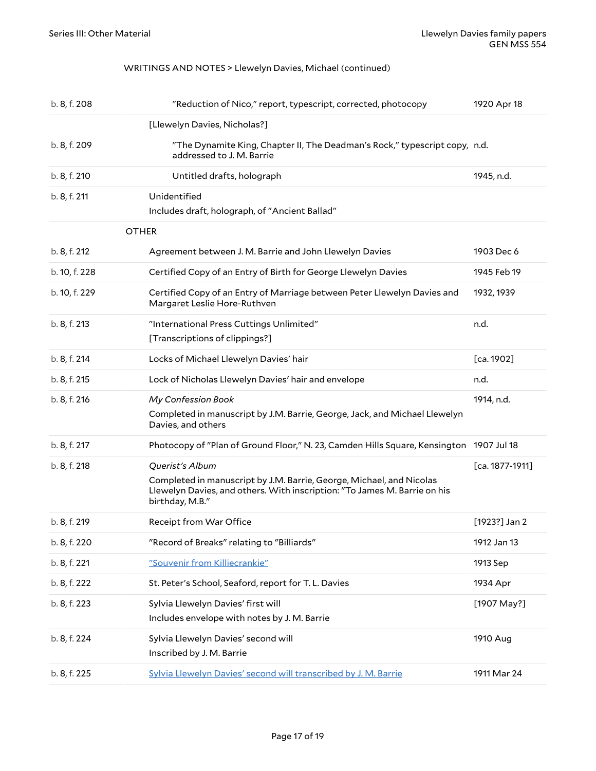WRITINGS AND NOTES > Llewelyn Davies, Michael (continued)

| Location | Description | Date |
|---|---|---|
| b. 8, f. 208 | "Reduction of Nico," report, typescript, corrected, photocopy | 1920 Apr 18 |
| | [Llewelyn Davies, Nicholas?] | |
| b. 8, f. 209 | "The Dynamite King, Chapter II, The Deadman's Rock," typescript copy, addressed to J. M. Barrie | n.d. |
| b. 8, f. 210 | Untitled drafts, holograph | 1945, n.d. |
| b. 8, f. 211 | Unidentified<br>Includes draft, holograph, of "Ancient Ballad" | |
| | OTHER | |
| b. 8, f. 212 | Agreement between J. M. Barrie and John Llewelyn Davies | 1903 Dec 6 |
| b. 10, f. 228 | Certified Copy of an Entry of Birth for George Llewelyn Davies | 1945 Feb 19 |
| b. 10, f. 229 | Certified Copy of an Entry of Marriage between Peter Llewelyn Davies and Margaret Leslie Hore-Ruthven | 1932, 1939 |
| b. 8, f. 213 | "International Press Cuttings Unlimited"<br>[Transcriptions of clippings?] | n.d. |
| b. 8, f. 214 | Locks of Michael Llewelyn Davies' hair | [ca. 1902] |
| b. 8, f. 215 | Lock of Nicholas Llewelyn Davies' hair and envelope | n.d. |
| b. 8, f. 216 | *My Confession Book*<br>Completed in manuscript by J.M. Barrie, George, Jack, and Michael Llewelyn Davies, and others | 1914, n.d. |
| b. 8, f. 217 | Photocopy of "Plan of Ground Floor," N. 23, Camden Hills Square, Kensington | 1907 Jul 18 |
| b. 8, f. 218 | *Querist's Album*<br>Completed in manuscript by J.M. Barrie, George, Michael, and Nicolas Llewelyn Davies, and others. With inscription: "To James M. Barrie on his birthday, M.B." | [ca. 1877-1911] |
| b. 8, f. 219 | Receipt from War Office | [1923?] Jan 2 |
| b. 8, f. 220 | "Record of Breaks" relating to "Billiards" | 1912 Jan 13 |
| b. 8, f. 221 | "Souvenir from Killiecrankie" | 1913 Sep |
| b. 8, f. 222 | St. Peter's School, Seaford, report for T. L. Davies | 1934 Apr |
| b. 8, f. 223 | Sylvia Llewelyn Davies' first will<br>Includes envelope with notes by J. M. Barrie | [1907 May?] |
| b. 8, f. 224 | Sylvia Llewelyn Davies' second will<br>Inscribed by J. M. Barrie | 1910 Aug |
| b. 8, f. 225 | Sylvia Llewelyn Davies' second will transcribed by J. M. Barrie | 1911 Mar 24 |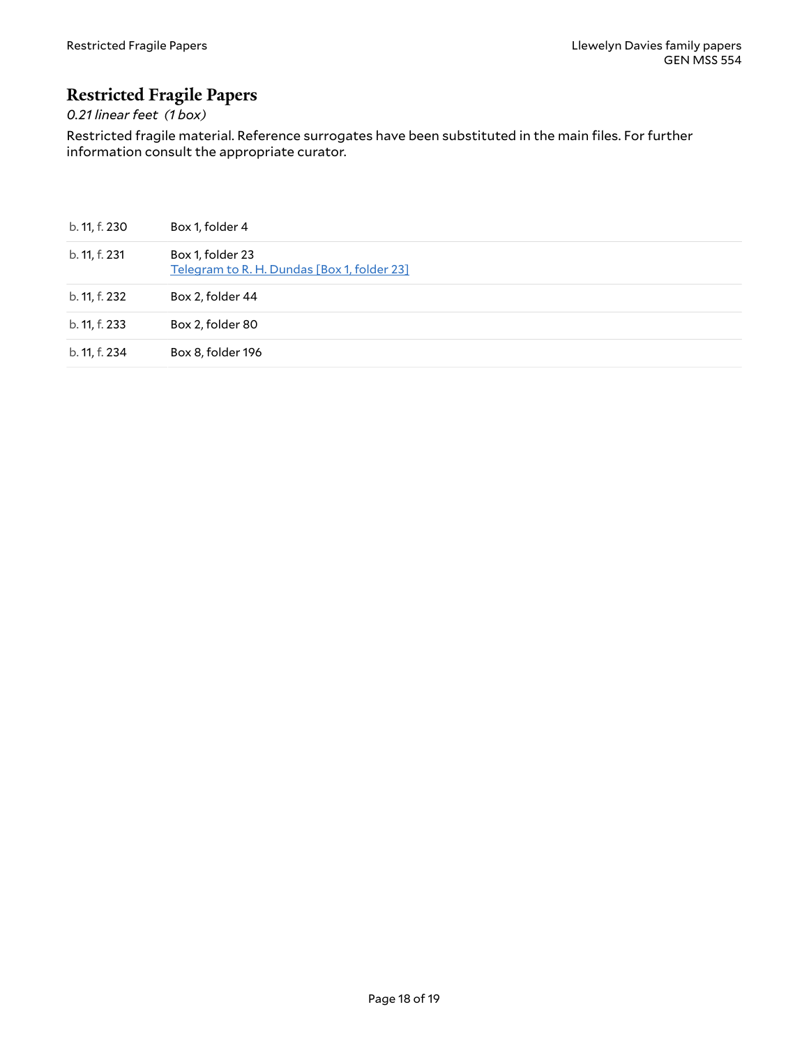## Restricted Fragile Papers

*0.21 linear feet (1 box)*

Restricted fragile material. Reference surrogates have been substituted in the main files. For further information consult the appropriate curator.

| | |
|---|---|
| b. 11, f. 230 | Box 1, folder 4 |
| b. 11, f. 231 | Box 1, folder 23<br>Telegram to R. H. Dundas [Box 1, folder 23] |
| b. 11, f. 232 | Box 2, folder 44 |
| b. 11, f. 233 | Box 2, folder 80 |
| b. 11, f. 234 | Box 8, folder 196 |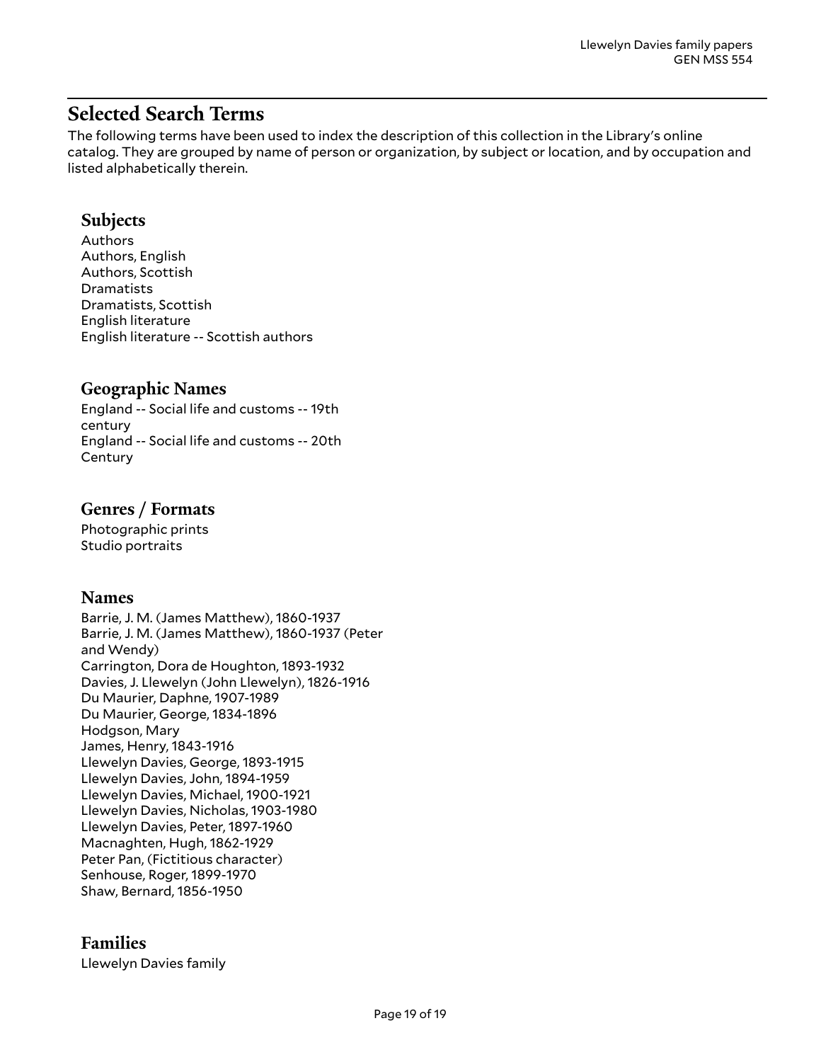## Selected Search Terms

The following terms have been used to index the description of this collection in the Library's online catalog. They are grouped by name of person or organization, by subject or location, and by occupation and listed alphabetically therein.

### Subjects

Authors
Authors, English
Authors, Scottish
Dramatists
Dramatists, Scottish
English literature
English literature -- Scottish authors

### Geographic Names

England -- Social life and customs -- 19th century
England -- Social life and customs -- 20th Century

### Genres / Formats

Photographic prints
Studio portraits

### Names

Barrie, J. M. (James Matthew), 1860-1937
Barrie, J. M. (James Matthew), 1860-1937 (Peter and Wendy)
Carrington, Dora de Houghton, 1893-1932
Davies, J. Llewelyn (John Llewelyn), 1826-1916
Du Maurier, Daphne, 1907-1989
Du Maurier, George, 1834-1896
Hodgson, Mary
James, Henry, 1843-1916
Llewelyn Davies, George, 1893-1915
Llewelyn Davies, John, 1894-1959
Llewelyn Davies, Michael, 1900-1921
Llewelyn Davies, Nicholas, 1903-1980
Llewelyn Davies, Peter, 1897-1960
Macnaghten, Hugh, 1862-1929
Peter Pan, (Fictitious character)
Senhouse, Roger, 1899-1970
Shaw, Bernard, 1856-1950

### Families

Llewelyn Davies family